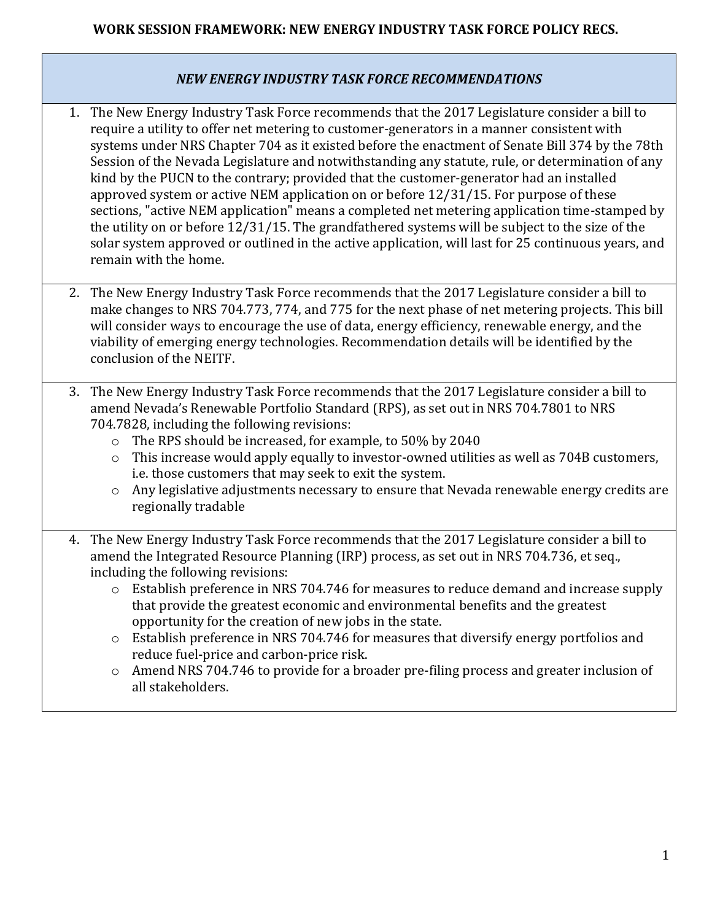**WORK SESSION FRAMEWORK: NEW ENERGY INDUSTRY TASK FORCE POLICY RECS.**

| *NEW ENERGY INDUSTRY TASK FORCE RECOMMENDATIONS* |
|---|
| 1. The New Energy Industry Task Force recommends that the 2017 Legislature consider a bill to require a utility to offer net metering to customer-generators in a manner consistent with systems under NRS Chapter 704 as it existed before the enactment of Senate Bill 374 by the 78th Session of the Nevada Legislature and notwithstanding any statute, rule, or determination of any kind by the PUCN to the contrary; provided that the customer-generator had an installed approved system or active NEM application on or before 12/31/15. For purpose of these sections, "active NEM application" means a completed net metering application time-stamped by the utility on or before 12/31/15. The grandfathered systems will be subject to the size of the solar system approved or outlined in the active application, will last for 25 continuous years, and remain with the home. |
| 2. The New Energy Industry Task Force recommends that the 2017 Legislature consider a bill to make changes to NRS 704.773, 774, and 775 for the next phase of net metering projects. This bill will consider ways to encourage the use of data, energy efficiency, renewable energy, and the viability of emerging energy technologies. Recommendation details will be identified by the conclusion of the NEITF. |
| 3. The New Energy Industry Task Force recommends that the 2017 Legislature consider a bill to amend Nevada's Renewable Portfolio Standard (RPS), as set out in NRS 704.7801 to NRS 704.7828, including the following revisions:<br>o The RPS should be increased, for example, to 50% by 2040<br>o This increase would apply equally to investor-owned utilities as well as 704B customers, i.e. those customers that may seek to exit the system.<br>o Any legislative adjustments necessary to ensure that Nevada renewable energy credits are regionally tradable |
| 4. The New Energy Industry Task Force recommends that the 2017 Legislature consider a bill to amend the Integrated Resource Planning (IRP) process, as set out in NRS 704.736, et seq., including the following revisions:<br>o Establish preference in NRS 704.746 for measures to reduce demand and increase supply that provide the greatest economic and environmental benefits and the greatest opportunity for the creation of new jobs in the state.<br>o Establish preference in NRS 704.746 for measures that diversify energy portfolios and reduce fuel-price and carbon-price risk.<br>o Amend NRS 704.746 to provide for a broader pre-filing process and greater inclusion of all stakeholders. |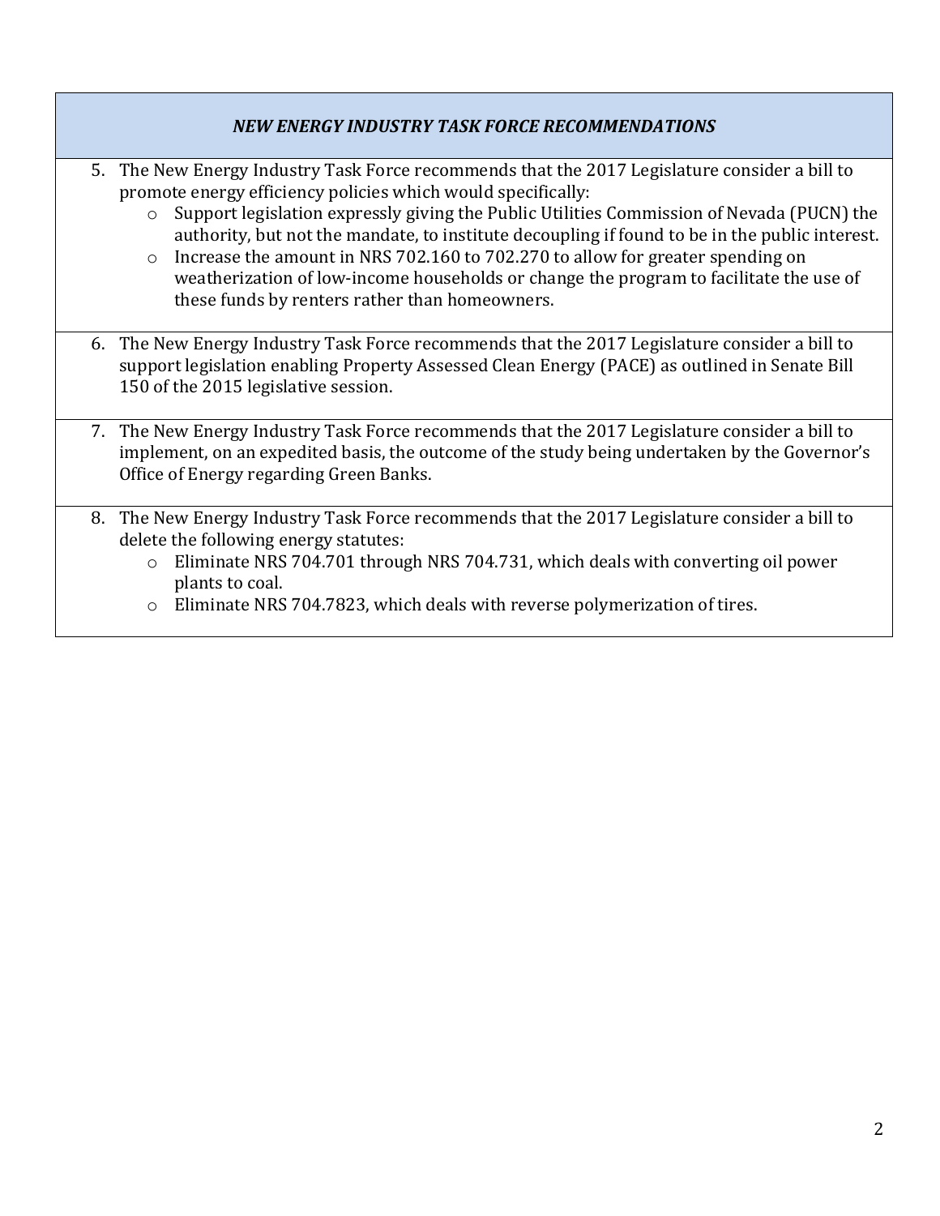***NEW ENERGY INDUSTRY TASK FORCE RECOMMENDATIONS***

5. The New Energy Industry Task Force recommends that the 2017 Legislature consider a bill to promote energy efficiency policies which would specifically:
   - Support legislation expressly giving the Public Utilities Commission of Nevada (PUCN) the authority, but not the mandate, to institute decoupling if found to be in the public interest.
   - Increase the amount in NRS 702.160 to 702.270 to allow for greater spending on weatherization of low-income households or change the program to facilitate the use of these funds by renters rather than homeowners.

6. The New Energy Industry Task Force recommends that the 2017 Legislature consider a bill to support legislation enabling Property Assessed Clean Energy (PACE) as outlined in Senate Bill 150 of the 2015 legislative session.

7. The New Energy Industry Task Force recommends that the 2017 Legislature consider a bill to implement, on an expedited basis, the outcome of the study being undertaken by the Governor's Office of Energy regarding Green Banks.

8. The New Energy Industry Task Force recommends that the 2017 Legislature consider a bill to delete the following energy statutes:
   - Eliminate NRS 704.701 through NRS 704.731, which deals with converting oil power plants to coal.
   - Eliminate NRS 704.7823, which deals with reverse polymerization of tires.